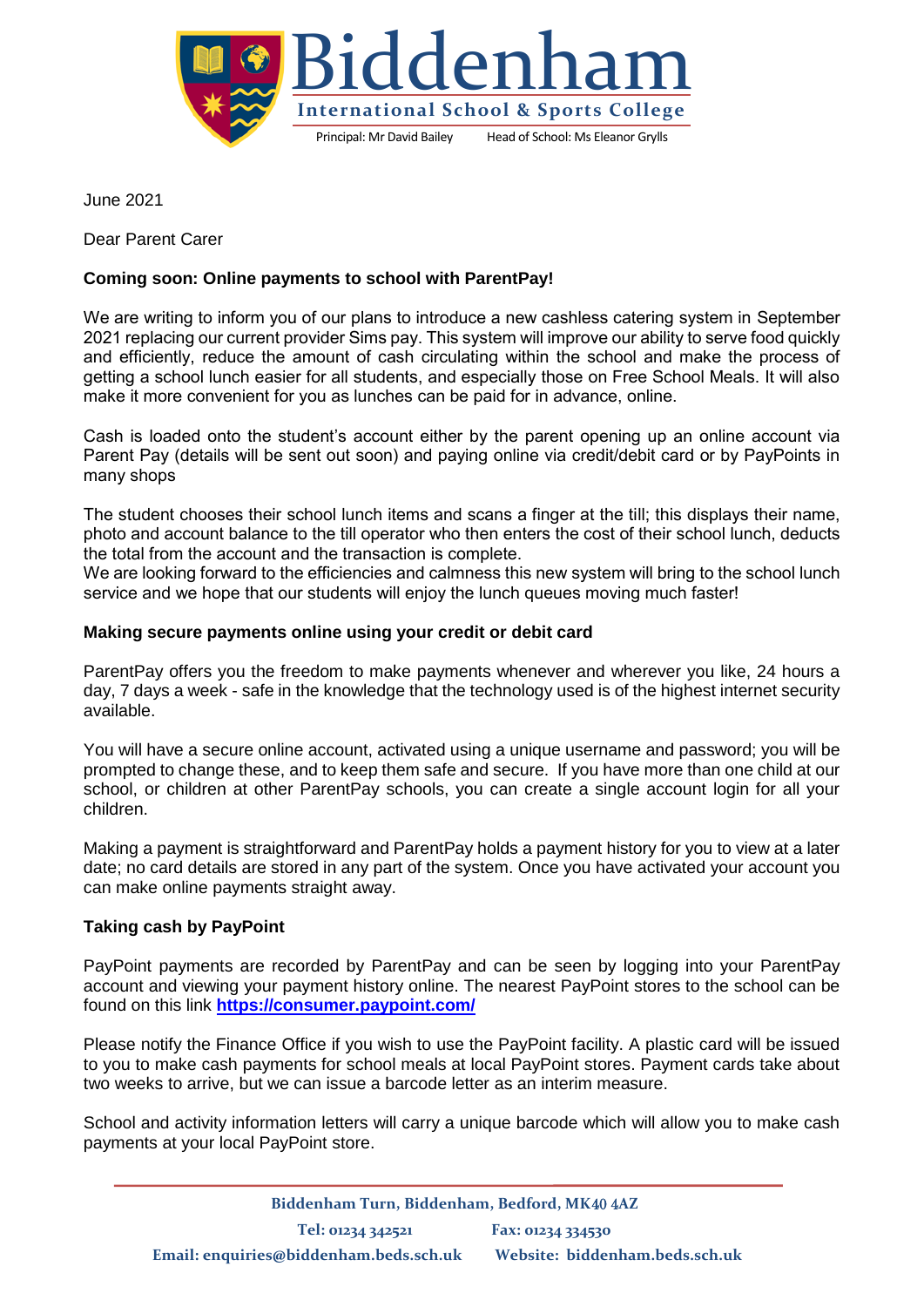# Biddenham

**International School & Sports College**

Principal: Mr David Bailey Head of School: Ms Eleanor Grylls

June 2021

Dear Parent Carer

**Coming soon: Online payments to school with ParentPay!**

We are writing to inform you of our plans to introduce a new cashless catering system in September 2021 replacing our current provider Sims pay. This system will improve our ability to serve food quickly and efficiently, reduce the amount of cash circulating within the school and make the process of getting a school lunch easier for all students, and especially those on Free School Meals. It will also make it more convenient for you as lunches can be paid for in advance, online.

Cash is loaded onto the student's account either by the parent opening up an online account via Parent Pay (details will be sent out soon) and paying online via credit/debit card or by PayPoints in many shops

The student chooses their school lunch items and scans a finger at the till; this displays their name, photo and account balance to the till operator who then enters the cost of their school lunch, deducts the total from the account and the transaction is complete.
We are looking forward to the efficiencies and calmness this new system will bring to the school lunch service and we hope that our students will enjoy the lunch queues moving much faster!

**Making secure payments online using your credit or debit card**

ParentPay offers you the freedom to make payments whenever and wherever you like, 24 hours a day, 7 days a week - safe in the knowledge that the technology used is of the highest internet security available.

You will have a secure online account, activated using a unique username and password; you will be prompted to change these, and to keep them safe and secure. If you have more than one child at our school, or children at other ParentPay schools, you can create a single account login for all your children.

Making a payment is straightforward and ParentPay holds a payment history for you to view at a later date; no card details are stored in any part of the system. Once you have activated your account you can make online payments straight away.

**Taking cash by PayPoint**

PayPoint payments are recorded by ParentPay and can be seen by logging into your ParentPay account and viewing your payment history online. The nearest PayPoint stores to the school can be found on this link **https://consumer.paypoint.com/**

Please notify the Finance Office if you wish to use the PayPoint facility. A plastic card will be issued to you to make cash payments for school meals at local PayPoint stores. Payment cards take about two weeks to arrive, but we can issue a barcode letter as an interim measure.

School and activity information letters will carry a unique barcode which will allow you to make cash payments at your local PayPoint store.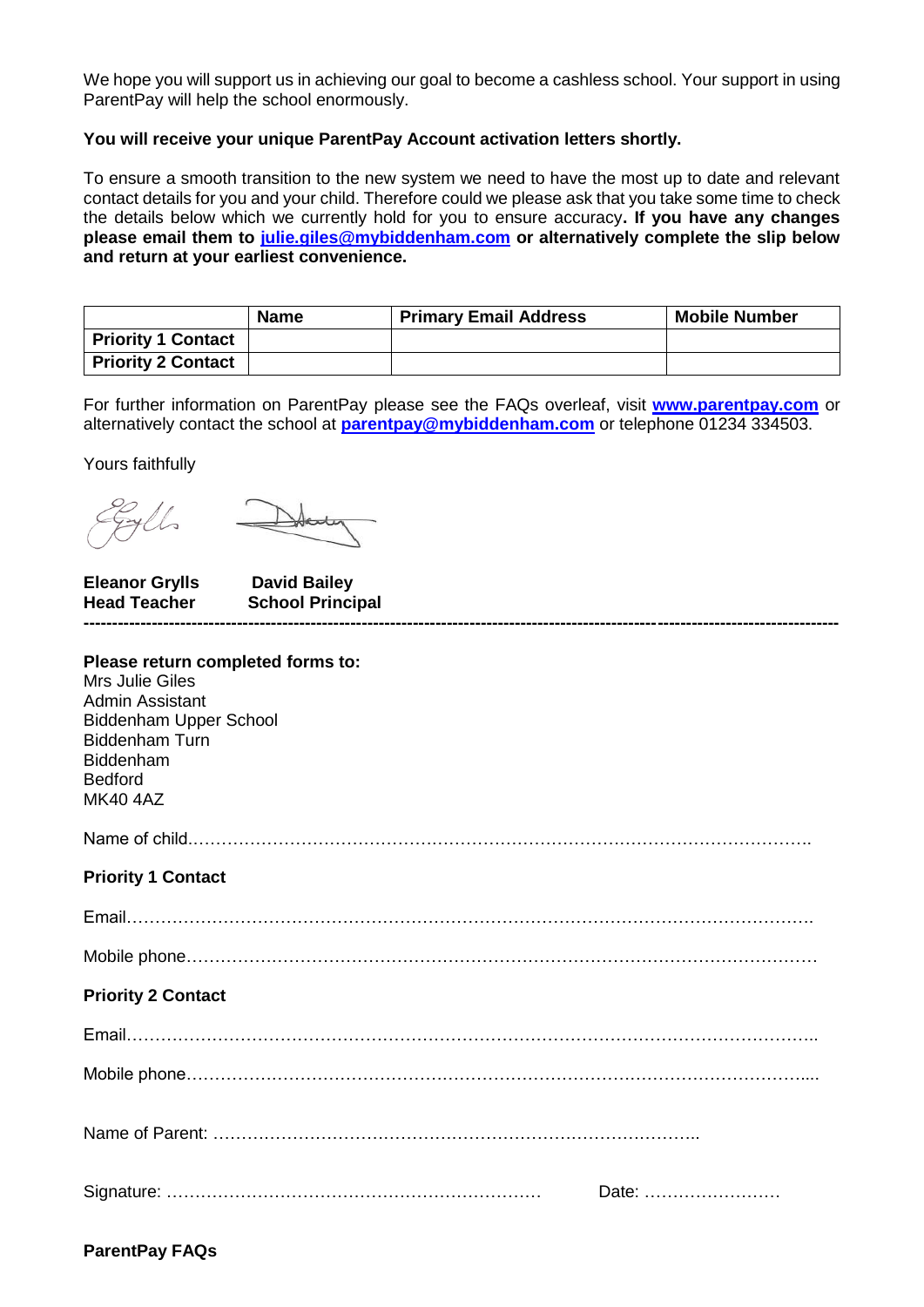We hope you will support us in achieving our goal to become a cashless school. Your support in using ParentPay will help the school enormously.

**You will receive your unique ParentPay Account activation letters shortly.**

To ensure a smooth transition to the new system we need to have the most up to date and relevant contact details for you and your child. Therefore could we please ask that you take some time to check the details below which we currently hold for you to ensure accuracy**. If you have any changes please email them to julie.giles@mybiddenham.com or alternatively complete the slip below and return at your earliest convenience.**

| | **Name** | **Primary Email Address** | **Mobile Number** |
|---|---|---|---|
| **Priority 1 Contact** | | | |
| **Priority 2 Contact** | | | |

For further information on ParentPay please see the FAQs overleaf, visit **www.parentpay.com** or alternatively contact the school at **parentpay@mybiddenham.com** or telephone 01234 334503.

Yours faithfully

**Eleanor Grylls**
**Head Teacher**

**David Bailey**
**School Principal**

---

**Please return completed forms to:**
Mrs Julie Giles
Admin Assistant
Biddenham Upper School
Biddenham Turn
Biddenham
Bedford
MK40 4AZ

Name of child…………………………………………………………………………………………….

**Priority 1 Contact**

Email……………………………………………………………………………………………………….

Mobile phone………………………………………………………………………………………………

**Priority 2 Contact**

Email………………………………………………………………………………………………………..

Mobile phone……………………………………………………………………………………………....

Name of Parent: …………………………………………………………………………..

Signature: ……………………………………………………… Date: ……………………

**ParentPay FAQs**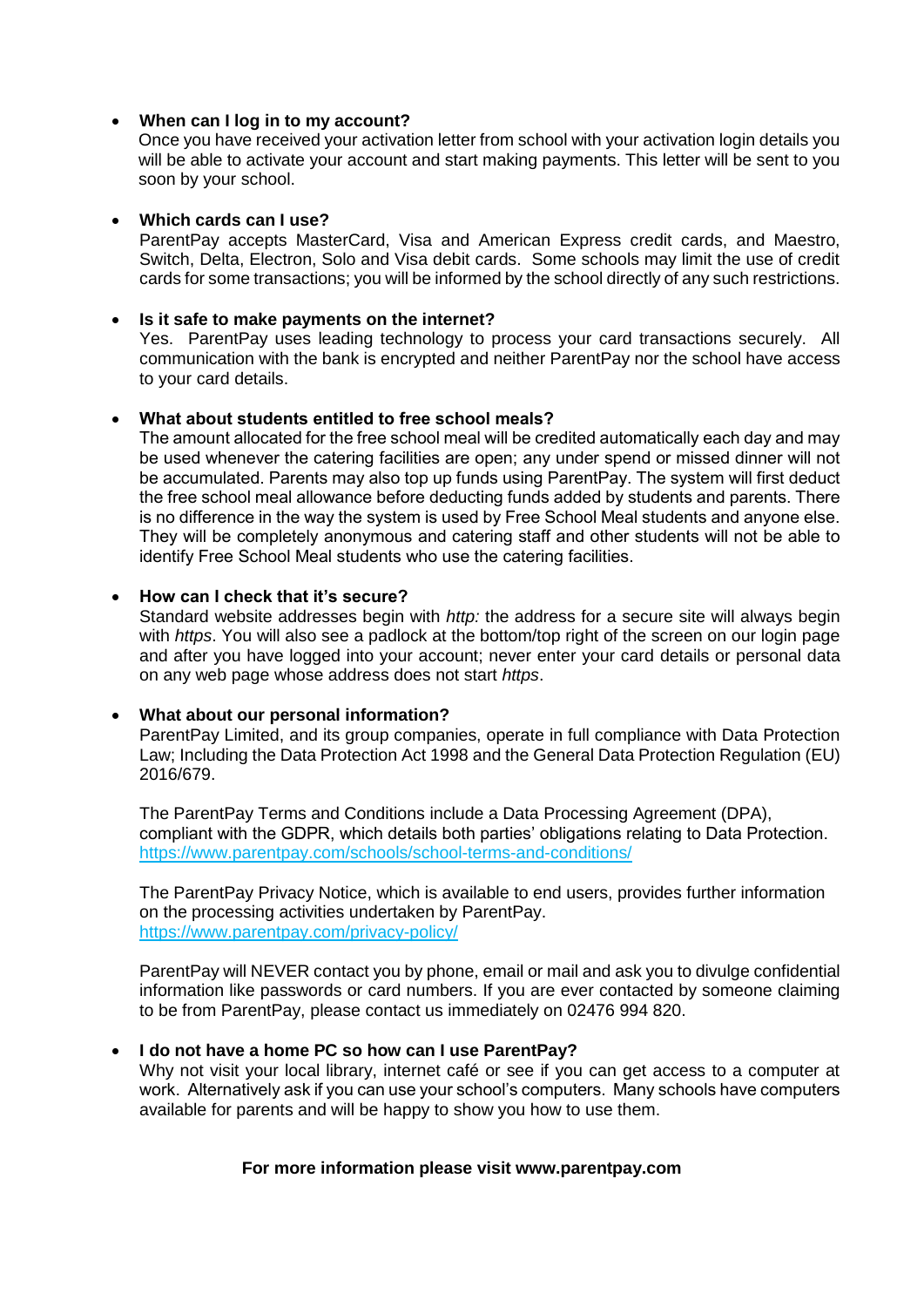- **When can I log in to my account?**
  Once you have received your activation letter from school with your activation login details you will be able to activate your account and start making payments. This letter will be sent to you soon by your school.

- **Which cards can I use?**
  ParentPay accepts MasterCard, Visa and American Express credit cards, and Maestro, Switch, Delta, Electron, Solo and Visa debit cards. Some schools may limit the use of credit cards for some transactions; you will be informed by the school directly of any such restrictions.

- **Is it safe to make payments on the internet?**
  Yes. ParentPay uses leading technology to process your card transactions securely. All communication with the bank is encrypted and neither ParentPay nor the school have access to your card details.

- **What about students entitled to free school meals?**
  The amount allocated for the free school meal will be credited automatically each day and may be used whenever the catering facilities are open; any under spend or missed dinner will not be accumulated. Parents may also top up funds using ParentPay. The system will first deduct the free school meal allowance before deducting funds added by students and parents. There is no difference in the way the system is used by Free School Meal students and anyone else. They will be completely anonymous and catering staff and other students will not be able to identify Free School Meal students who use the catering facilities.

- **How can I check that it's secure?**
  Standard website addresses begin with *http:* the address for a secure site will always begin with *https*. You will also see a padlock at the bottom/top right of the screen on our login page and after you have logged into your account; never enter your card details or personal data on any web page whose address does not start *https*.

- **What about our personal information?**
  ParentPay Limited, and its group companies, operate in full compliance with Data Protection Law; Including the Data Protection Act 1998 and the General Data Protection Regulation (EU) 2016/679.

  The ParentPay Terms and Conditions include a Data Processing Agreement (DPA), compliant with the GDPR, which details both parties' obligations relating to Data Protection.
  https://www.parentpay.com/schools/school-terms-and-conditions/

  The ParentPay Privacy Notice, which is available to end users, provides further information on the processing activities undertaken by ParentPay.
  https://www.parentpay.com/privacy-policy/

  ParentPay will NEVER contact you by phone, email or mail and ask you to divulge confidential information like passwords or card numbers. If you are ever contacted by someone claiming to be from ParentPay, please contact us immediately on 02476 994 820.

- **I do not have a home PC so how can I use ParentPay?**
  Why not visit your local library, internet café or see if you can get access to a computer at work. Alternatively ask if you can use your school's computers. Many schools have computers available for parents and will be happy to show you how to use them.

**For more information please visit www.parentpay.com**